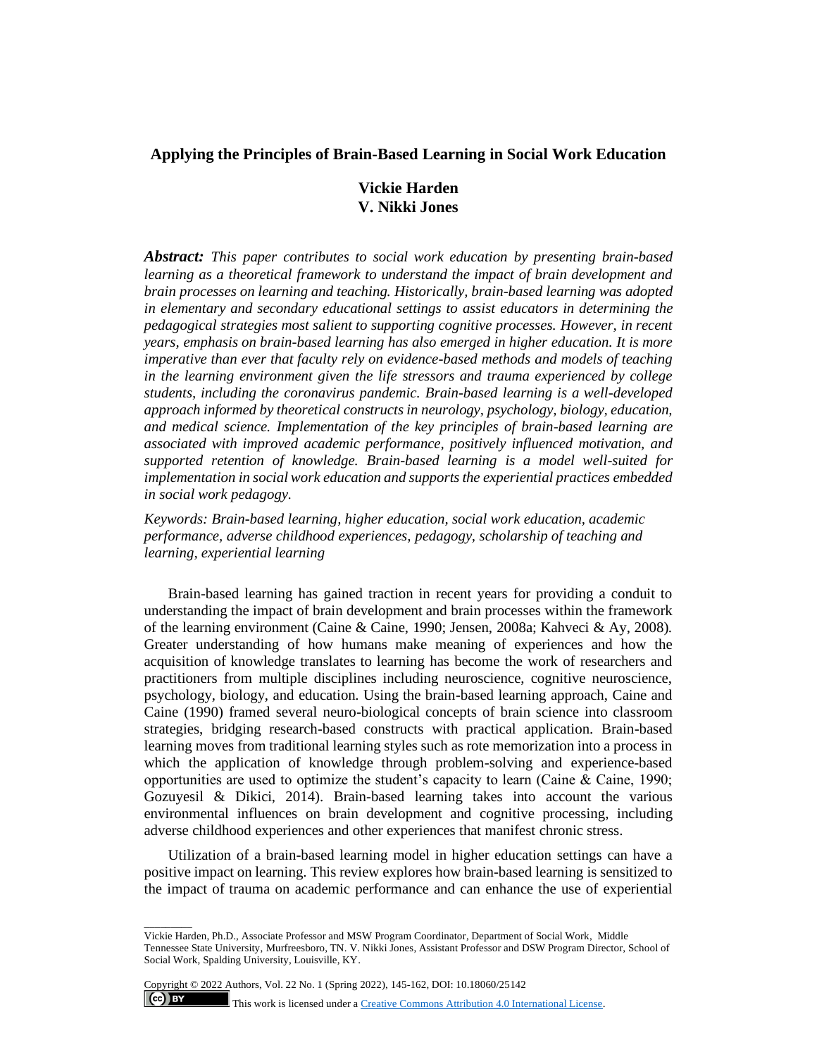# Applying the Principles of Brain-Based Learning in Social Work Education

**Vickie Harden**
**V. Nikki Jones**

***Abstract:*** *This paper contributes to social work education by presenting brain-based learning as a theoretical framework to understand the impact of brain development and brain processes on learning and teaching. Historically, brain-based learning was adopted in elementary and secondary educational settings to assist educators in determining the pedagogical strategies most salient to supporting cognitive processes. However, in recent years, emphasis on brain-based learning has also emerged in higher education. It is more imperative than ever that faculty rely on evidence-based methods and models of teaching in the learning environment given the life stressors and trauma experienced by college students, including the coronavirus pandemic. Brain-based learning is a well-developed approach informed by theoretical constructs in neurology, psychology, biology, education, and medical science. Implementation of the key principles of brain-based learning are associated with improved academic performance, positively influenced motivation, and supported retention of knowledge. Brain-based learning is a model well-suited for implementation in social work education and supports the experiential practices embedded in social work pedagogy.*

*Keywords: Brain-based learning, higher education, social work education, academic performance, adverse childhood experiences, pedagogy, scholarship of teaching and learning, experiential learning*

Brain-based learning has gained traction in recent years for providing a conduit to understanding the impact of brain development and brain processes within the framework of the learning environment (Caine & Caine, 1990; Jensen, 2008a; Kahveci & Ay, 2008). Greater understanding of how humans make meaning of experiences and how the acquisition of knowledge translates to learning has become the work of researchers and practitioners from multiple disciplines including neuroscience, cognitive neuroscience, psychology, biology, and education. Using the brain-based learning approach, Caine and Caine (1990) framed several neuro-biological concepts of brain science into classroom strategies, bridging research-based constructs with practical application. Brain-based learning moves from traditional learning styles such as rote memorization into a process in which the application of knowledge through problem-solving and experience-based opportunities are used to optimize the student's capacity to learn (Caine & Caine, 1990; Gozuyesil & Dikici, 2014). Brain-based learning takes into account the various environmental influences on brain development and cognitive processing, including adverse childhood experiences and other experiences that manifest chronic stress.

Utilization of a brain-based learning model in higher education settings can have a positive impact on learning. This review explores how brain-based learning is sensitized to the impact of trauma on academic performance and can enhance the use of experiential

---

Vickie Harden, Ph.D., Associate Professor and MSW Program Coordinator, Department of Social Work, Middle Tennessee State University, Murfreesboro, TN. V. Nikki Jones, Assistant Professor and DSW Program Director, School of Social Work, Spalding University, Louisville, KY.

Copyright © 2022 Authors, Vol. 22 No. 1 (Spring 2022), 145-162, DOI: 10.18060/25142

This work is licensed under a [Creative Commons Attribution 4.0 International License](https://creativecommons.org/licenses/by/4.0/).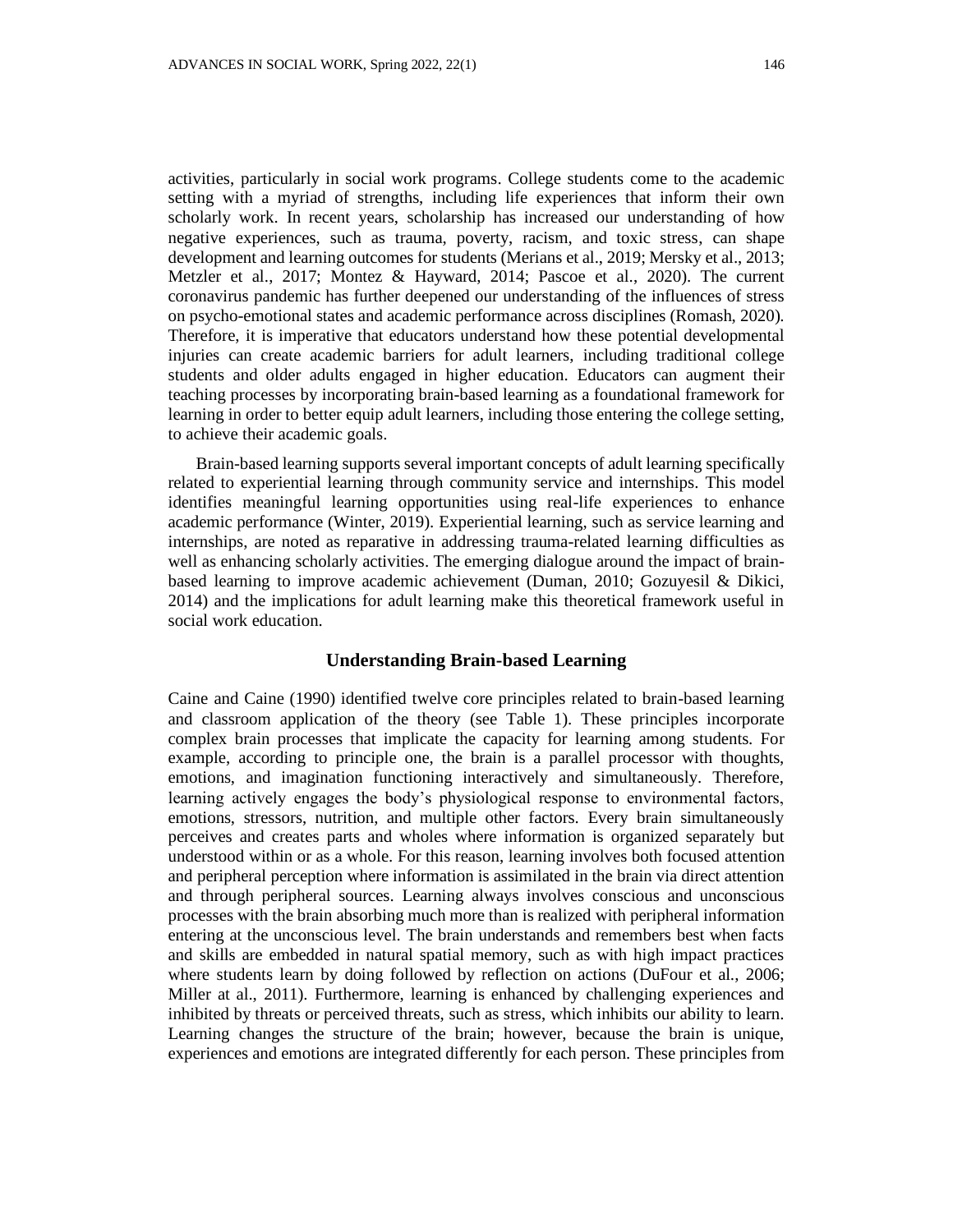activities, particularly in social work programs. College students come to the academic setting with a myriad of strengths, including life experiences that inform their own scholarly work. In recent years, scholarship has increased our understanding of how negative experiences, such as trauma, poverty, racism, and toxic stress, can shape development and learning outcomes for students (Merians et al., 2019; Mersky et al., 2013; Metzler et al., 2017; Montez & Hayward, 2014; Pascoe et al., 2020). The current coronavirus pandemic has further deepened our understanding of the influences of stress on psycho-emotional states and academic performance across disciplines (Romash, 2020). Therefore, it is imperative that educators understand how these potential developmental injuries can create academic barriers for adult learners, including traditional college students and older adults engaged in higher education. Educators can augment their teaching processes by incorporating brain-based learning as a foundational framework for learning in order to better equip adult learners, including those entering the college setting, to achieve their academic goals.

Brain-based learning supports several important concepts of adult learning specifically related to experiential learning through community service and internships. This model identifies meaningful learning opportunities using real-life experiences to enhance academic performance (Winter, 2019). Experiential learning, such as service learning and internships, are noted as reparative in addressing trauma-related learning difficulties as well as enhancing scholarly activities. The emerging dialogue around the impact of brain-based learning to improve academic achievement (Duman, 2010; Gozuyesil & Dikici, 2014) and the implications for adult learning make this theoretical framework useful in social work education.

## Understanding Brain-based Learning

Caine and Caine (1990) identified twelve core principles related to brain-based learning and classroom application of the theory (see Table 1). These principles incorporate complex brain processes that implicate the capacity for learning among students. For example, according to principle one, the brain is a parallel processor with thoughts, emotions, and imagination functioning interactively and simultaneously. Therefore, learning actively engages the body's physiological response to environmental factors, emotions, stressors, nutrition, and multiple other factors. Every brain simultaneously perceives and creates parts and wholes where information is organized separately but understood within or as a whole. For this reason, learning involves both focused attention and peripheral perception where information is assimilated in the brain via direct attention and through peripheral sources. Learning always involves conscious and unconscious processes with the brain absorbing much more than is realized with peripheral information entering at the unconscious level. The brain understands and remembers best when facts and skills are embedded in natural spatial memory, such as with high impact practices where students learn by doing followed by reflection on actions (DuFour et al., 2006; Miller at al., 2011). Furthermore, learning is enhanced by challenging experiences and inhibited by threats or perceived threats, such as stress, which inhibits our ability to learn. Learning changes the structure of the brain; however, because the brain is unique, experiences and emotions are integrated differently for each person. These principles from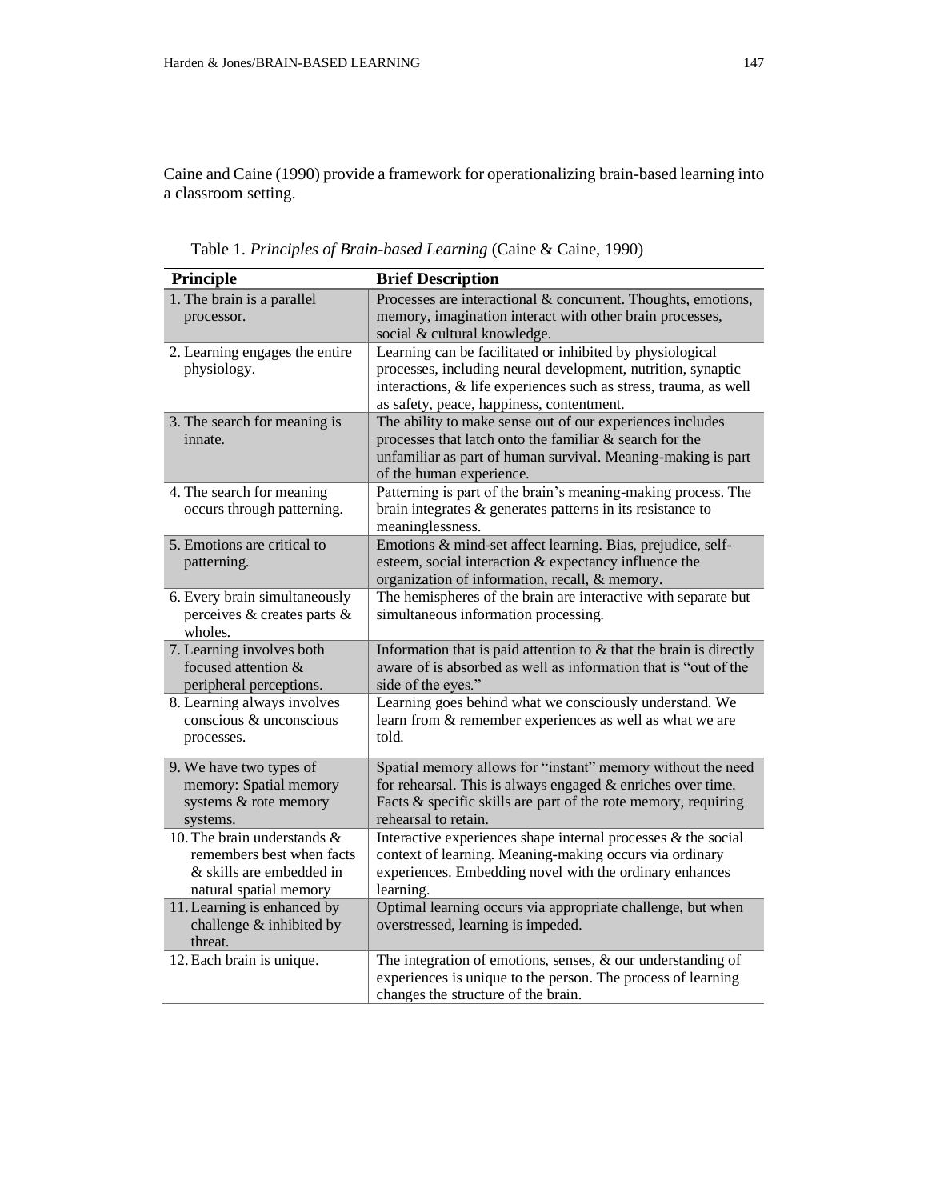Caine and Caine (1990) provide a framework for operationalizing brain-based learning into a classroom setting.

Table 1. *Principles of Brain-based Learning* (Caine & Caine, 1990)

| Principle | Brief Description |
| --- | --- |
| 1. The brain is a parallel processor. | Processes are interactional & concurrent. Thoughts, emotions, memory, imagination interact with other brain processes, social & cultural knowledge. |
| 2. Learning engages the entire physiology. | Learning can be facilitated or inhibited by physiological processes, including neural development, nutrition, synaptic interactions, & life experiences such as stress, trauma, as well as safety, peace, happiness, contentment. |
| 3. The search for meaning is innate. | The ability to make sense out of our experiences includes processes that latch onto the familiar & search for the unfamiliar as part of human survival. Meaning-making is part of the human experience. |
| 4. The search for meaning occurs through patterning. | Patterning is part of the brain's meaning-making process. The brain integrates & generates patterns in its resistance to meaninglessness. |
| 5. Emotions are critical to patterning. | Emotions & mind-set affect learning. Bias, prejudice, self-esteem, social interaction & expectancy influence the organization of information, recall, & memory. |
| 6. Every brain simultaneously perceives & creates parts & wholes. | The hemispheres of the brain are interactive with separate but simultaneous information processing. |
| 7. Learning involves both focused attention & peripheral perceptions. | Information that is paid attention to & that the brain is directly aware of is absorbed as well as information that is "out of the side of the eyes." |
| 8. Learning always involves conscious & unconscious processes. | Learning goes behind what we consciously understand. We learn from & remember experiences as well as what we are told. |
| 9. We have two types of memory: Spatial memory systems & rote memory systems. | Spatial memory allows for "instant" memory without the need for rehearsal. This is always engaged & enriches over time. Facts & specific skills are part of the rote memory, requiring rehearsal to retain. |
| 10. The brain understands & remembers best when facts & skills are embedded in natural spatial memory | Interactive experiences shape internal processes & the social context of learning. Meaning-making occurs via ordinary experiences. Embedding novel with the ordinary enhances learning. |
| 11. Learning is enhanced by challenge & inhibited by threat. | Optimal learning occurs via appropriate challenge, but when overstressed, learning is impeded. |
| 12. Each brain is unique. | The integration of emotions, senses, & our understanding of experiences is unique to the person. The process of learning changes the structure of the brain. |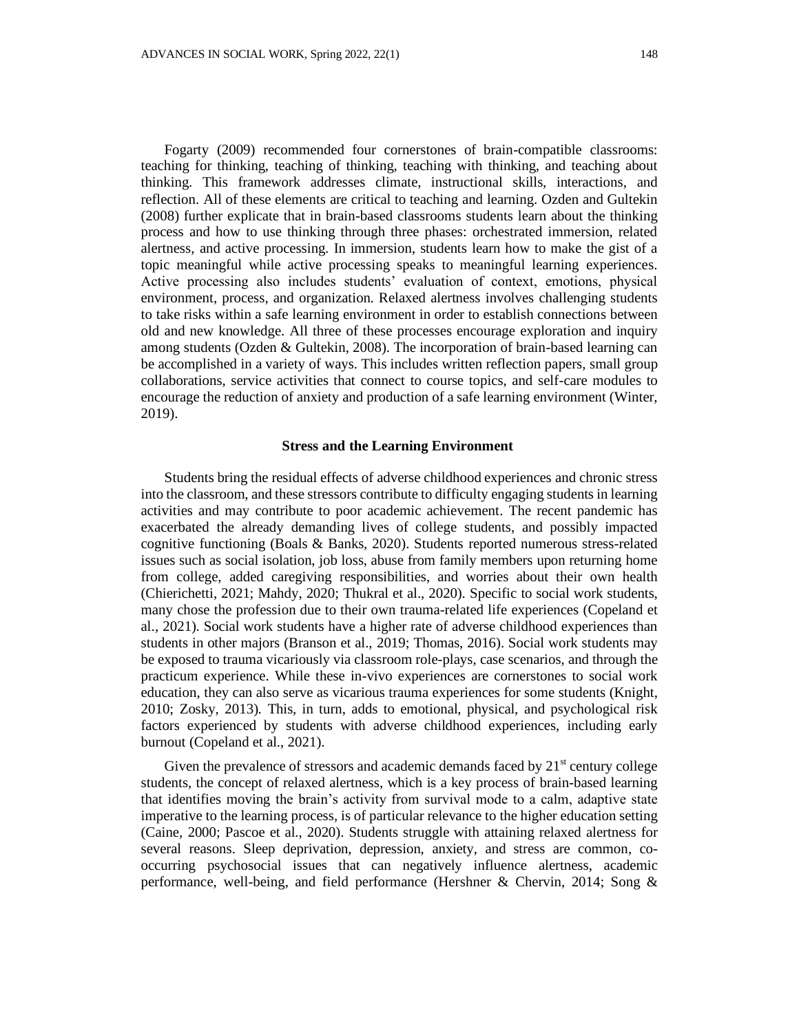Fogarty (2009) recommended four cornerstones of brain-compatible classrooms: teaching for thinking, teaching of thinking, teaching with thinking, and teaching about thinking. This framework addresses climate, instructional skills, interactions, and reflection. All of these elements are critical to teaching and learning. Ozden and Gultekin (2008) further explicate that in brain-based classrooms students learn about the thinking process and how to use thinking through three phases: orchestrated immersion, related alertness, and active processing. In immersion, students learn how to make the gist of a topic meaningful while active processing speaks to meaningful learning experiences. Active processing also includes students' evaluation of context, emotions, physical environment, process, and organization. Relaxed alertness involves challenging students to take risks within a safe learning environment in order to establish connections between old and new knowledge. All three of these processes encourage exploration and inquiry among students (Ozden & Gultekin, 2008). The incorporation of brain-based learning can be accomplished in a variety of ways. This includes written reflection papers, small group collaborations, service activities that connect to course topics, and self-care modules to encourage the reduction of anxiety and production of a safe learning environment (Winter, 2019).

## Stress and the Learning Environment

Students bring the residual effects of adverse childhood experiences and chronic stress into the classroom, and these stressors contribute to difficulty engaging students in learning activities and may contribute to poor academic achievement. The recent pandemic has exacerbated the already demanding lives of college students, and possibly impacted cognitive functioning (Boals & Banks, 2020). Students reported numerous stress-related issues such as social isolation, job loss, abuse from family members upon returning home from college, added caregiving responsibilities, and worries about their own health (Chierichetti, 2021; Mahdy, 2020; Thukral et al., 2020). Specific to social work students, many chose the profession due to their own trauma-related life experiences (Copeland et al., 2021). Social work students have a higher rate of adverse childhood experiences than students in other majors (Branson et al., 2019; Thomas, 2016). Social work students may be exposed to trauma vicariously via classroom role-plays, case scenarios, and through the practicum experience. While these in-vivo experiences are cornerstones to social work education, they can also serve as vicarious trauma experiences for some students (Knight, 2010; Zosky, 2013). This, in turn, adds to emotional, physical, and psychological risk factors experienced by students with adverse childhood experiences, including early burnout (Copeland et al., 2021).

Given the prevalence of stressors and academic demands faced by 21st century college students, the concept of relaxed alertness, which is a key process of brain-based learning that identifies moving the brain's activity from survival mode to a calm, adaptive state imperative to the learning process, is of particular relevance to the higher education setting (Caine, 2000; Pascoe et al., 2020). Students struggle with attaining relaxed alertness for several reasons. Sleep deprivation, depression, anxiety, and stress are common, co-occurring psychosocial issues that can negatively influence alertness, academic performance, well-being, and field performance (Hershner & Chervin, 2014; Song &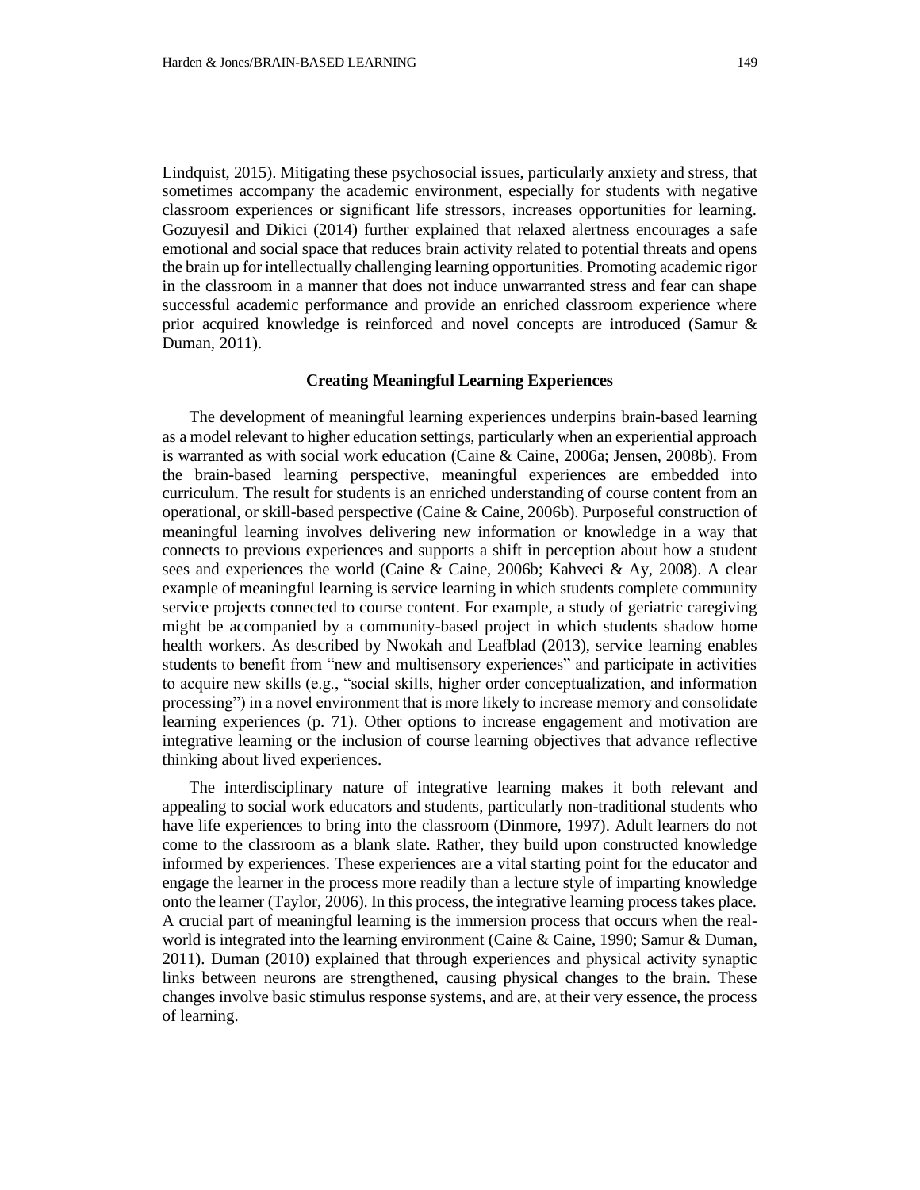Lindquist, 2015). Mitigating these psychosocial issues, particularly anxiety and stress, that sometimes accompany the academic environment, especially for students with negative classroom experiences or significant life stressors, increases opportunities for learning. Gozuyesil and Dikici (2014) further explained that relaxed alertness encourages a safe emotional and social space that reduces brain activity related to potential threats and opens the brain up for intellectually challenging learning opportunities. Promoting academic rigor in the classroom in a manner that does not induce unwarranted stress and fear can shape successful academic performance and provide an enriched classroom experience where prior acquired knowledge is reinforced and novel concepts are introduced (Samur & Duman, 2011).

## Creating Meaningful Learning Experiences

The development of meaningful learning experiences underpins brain-based learning as a model relevant to higher education settings, particularly when an experiential approach is warranted as with social work education (Caine & Caine, 2006a; Jensen, 2008b). From the brain-based learning perspective, meaningful experiences are embedded into curriculum. The result for students is an enriched understanding of course content from an operational, or skill-based perspective (Caine & Caine, 2006b). Purposeful construction of meaningful learning involves delivering new information or knowledge in a way that connects to previous experiences and supports a shift in perception about how a student sees and experiences the world (Caine & Caine, 2006b; Kahveci & Ay, 2008). A clear example of meaningful learning is service learning in which students complete community service projects connected to course content. For example, a study of geriatric caregiving might be accompanied by a community-based project in which students shadow home health workers. As described by Nwokah and Leafblad (2013), service learning enables students to benefit from "new and multisensory experiences" and participate in activities to acquire new skills (e.g., "social skills, higher order conceptualization, and information processing") in a novel environment that is more likely to increase memory and consolidate learning experiences (p. 71). Other options to increase engagement and motivation are integrative learning or the inclusion of course learning objectives that advance reflective thinking about lived experiences.

The interdisciplinary nature of integrative learning makes it both relevant and appealing to social work educators and students, particularly non-traditional students who have life experiences to bring into the classroom (Dinmore, 1997). Adult learners do not come to the classroom as a blank slate. Rather, they build upon constructed knowledge informed by experiences. These experiences are a vital starting point for the educator and engage the learner in the process more readily than a lecture style of imparting knowledge onto the learner (Taylor, 2006). In this process, the integrative learning process takes place. A crucial part of meaningful learning is the immersion process that occurs when the real-world is integrated into the learning environment (Caine & Caine, 1990; Samur & Duman, 2011). Duman (2010) explained that through experiences and physical activity synaptic links between neurons are strengthened, causing physical changes to the brain. These changes involve basic stimulus response systems, and are, at their very essence, the process of learning.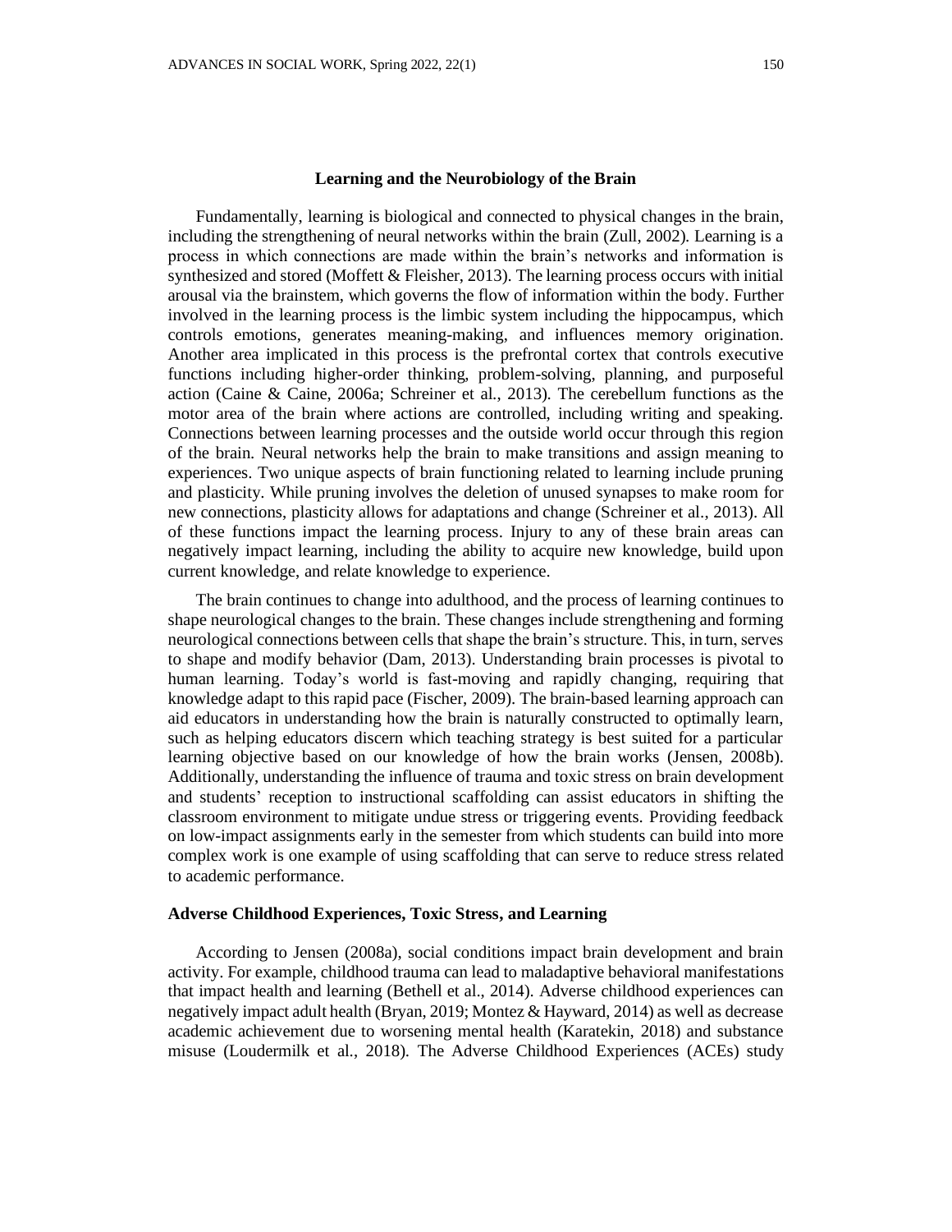## Learning and the Neurobiology of the Brain

Fundamentally, learning is biological and connected to physical changes in the brain, including the strengthening of neural networks within the brain (Zull, 2002). Learning is a process in which connections are made within the brain's networks and information is synthesized and stored (Moffett & Fleisher, 2013). The learning process occurs with initial arousal via the brainstem, which governs the flow of information within the body. Further involved in the learning process is the limbic system including the hippocampus, which controls emotions, generates meaning-making, and influences memory origination. Another area implicated in this process is the prefrontal cortex that controls executive functions including higher-order thinking, problem-solving, planning, and purposeful action (Caine & Caine, 2006a; Schreiner et al., 2013). The cerebellum functions as the motor area of the brain where actions are controlled, including writing and speaking. Connections between learning processes and the outside world occur through this region of the brain. Neural networks help the brain to make transitions and assign meaning to experiences. Two unique aspects of brain functioning related to learning include pruning and plasticity. While pruning involves the deletion of unused synapses to make room for new connections, plasticity allows for adaptations and change (Schreiner et al., 2013). All of these functions impact the learning process. Injury to any of these brain areas can negatively impact learning, including the ability to acquire new knowledge, build upon current knowledge, and relate knowledge to experience.

The brain continues to change into adulthood, and the process of learning continues to shape neurological changes to the brain. These changes include strengthening and forming neurological connections between cells that shape the brain's structure. This, in turn, serves to shape and modify behavior (Dam, 2013). Understanding brain processes is pivotal to human learning. Today's world is fast-moving and rapidly changing, requiring that knowledge adapt to this rapid pace (Fischer, 2009). The brain-based learning approach can aid educators in understanding how the brain is naturally constructed to optimally learn, such as helping educators discern which teaching strategy is best suited for a particular learning objective based on our knowledge of how the brain works (Jensen, 2008b). Additionally, understanding the influence of trauma and toxic stress on brain development and students' reception to instructional scaffolding can assist educators in shifting the classroom environment to mitigate undue stress or triggering events. Providing feedback on low-impact assignments early in the semester from which students can build into more complex work is one example of using scaffolding that can serve to reduce stress related to academic performance.

### Adverse Childhood Experiences, Toxic Stress, and Learning

According to Jensen (2008a), social conditions impact brain development and brain activity. For example, childhood trauma can lead to maladaptive behavioral manifestations that impact health and learning (Bethell et al., 2014). Adverse childhood experiences can negatively impact adult health (Bryan, 2019; Montez & Hayward, 2014) as well as decrease academic achievement due to worsening mental health (Karatekin, 2018) and substance misuse (Loudermilk et al., 2018). The Adverse Childhood Experiences (ACEs) study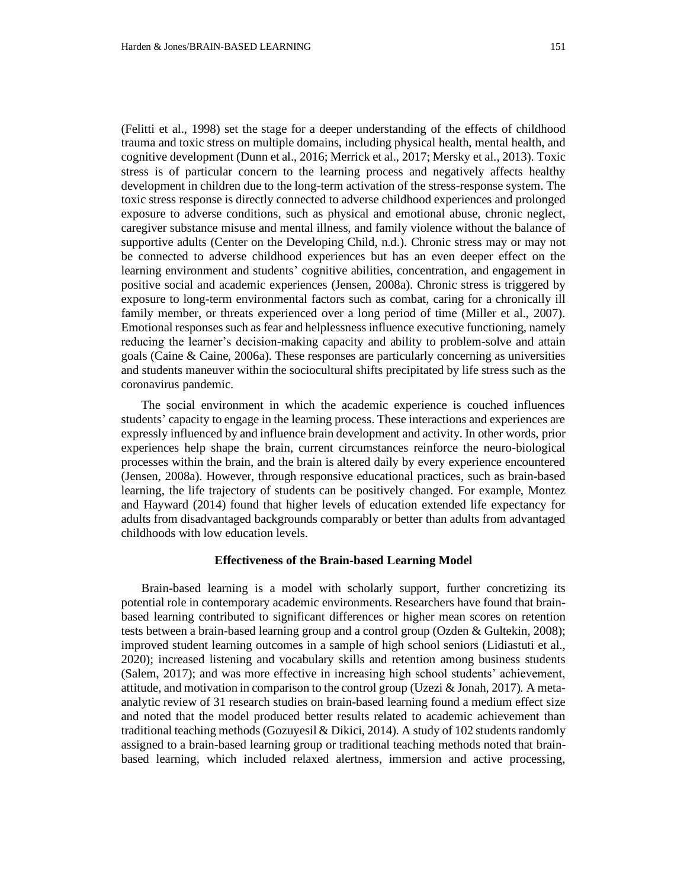(Felitti et al., 1998) set the stage for a deeper understanding of the effects of childhood trauma and toxic stress on multiple domains, including physical health, mental health, and cognitive development (Dunn et al., 2016; Merrick et al., 2017; Mersky et al., 2013). Toxic stress is of particular concern to the learning process and negatively affects healthy development in children due to the long-term activation of the stress-response system. The toxic stress response is directly connected to adverse childhood experiences and prolonged exposure to adverse conditions, such as physical and emotional abuse, chronic neglect, caregiver substance misuse and mental illness, and family violence without the balance of supportive adults (Center on the Developing Child, n.d.). Chronic stress may or may not be connected to adverse childhood experiences but has an even deeper effect on the learning environment and students' cognitive abilities, concentration, and engagement in positive social and academic experiences (Jensen, 2008a). Chronic stress is triggered by exposure to long-term environmental factors such as combat, caring for a chronically ill family member, or threats experienced over a long period of time (Miller et al., 2007). Emotional responses such as fear and helplessness influence executive functioning, namely reducing the learner's decision-making capacity and ability to problem-solve and attain goals (Caine & Caine, 2006a). These responses are particularly concerning as universities and students maneuver within the sociocultural shifts precipitated by life stress such as the coronavirus pandemic.

The social environment in which the academic experience is couched influences students' capacity to engage in the learning process. These interactions and experiences are expressly influenced by and influence brain development and activity. In other words, prior experiences help shape the brain, current circumstances reinforce the neuro-biological processes within the brain, and the brain is altered daily by every experience encountered (Jensen, 2008a). However, through responsive educational practices, such as brain-based learning, the life trajectory of students can be positively changed. For example, Montez and Hayward (2014) found that higher levels of education extended life expectancy for adults from disadvantaged backgrounds comparably or better than adults from advantaged childhoods with low education levels.

## Effectiveness of the Brain-based Learning Model

Brain-based learning is a model with scholarly support, further concretizing its potential role in contemporary academic environments. Researchers have found that brain-based learning contributed to significant differences or higher mean scores on retention tests between a brain-based learning group and a control group (Ozden & Gultekin, 2008); improved student learning outcomes in a sample of high school seniors (Lidiastuti et al., 2020); increased listening and vocabulary skills and retention among business students (Salem, 2017); and was more effective in increasing high school students' achievement, attitude, and motivation in comparison to the control group (Uzezi & Jonah, 2017). A meta-analytic review of 31 research studies on brain-based learning found a medium effect size and noted that the model produced better results related to academic achievement than traditional teaching methods (Gozuyesil & Dikici, 2014). A study of 102 students randomly assigned to a brain-based learning group or traditional teaching methods noted that brain-based learning, which included relaxed alertness, immersion and active processing,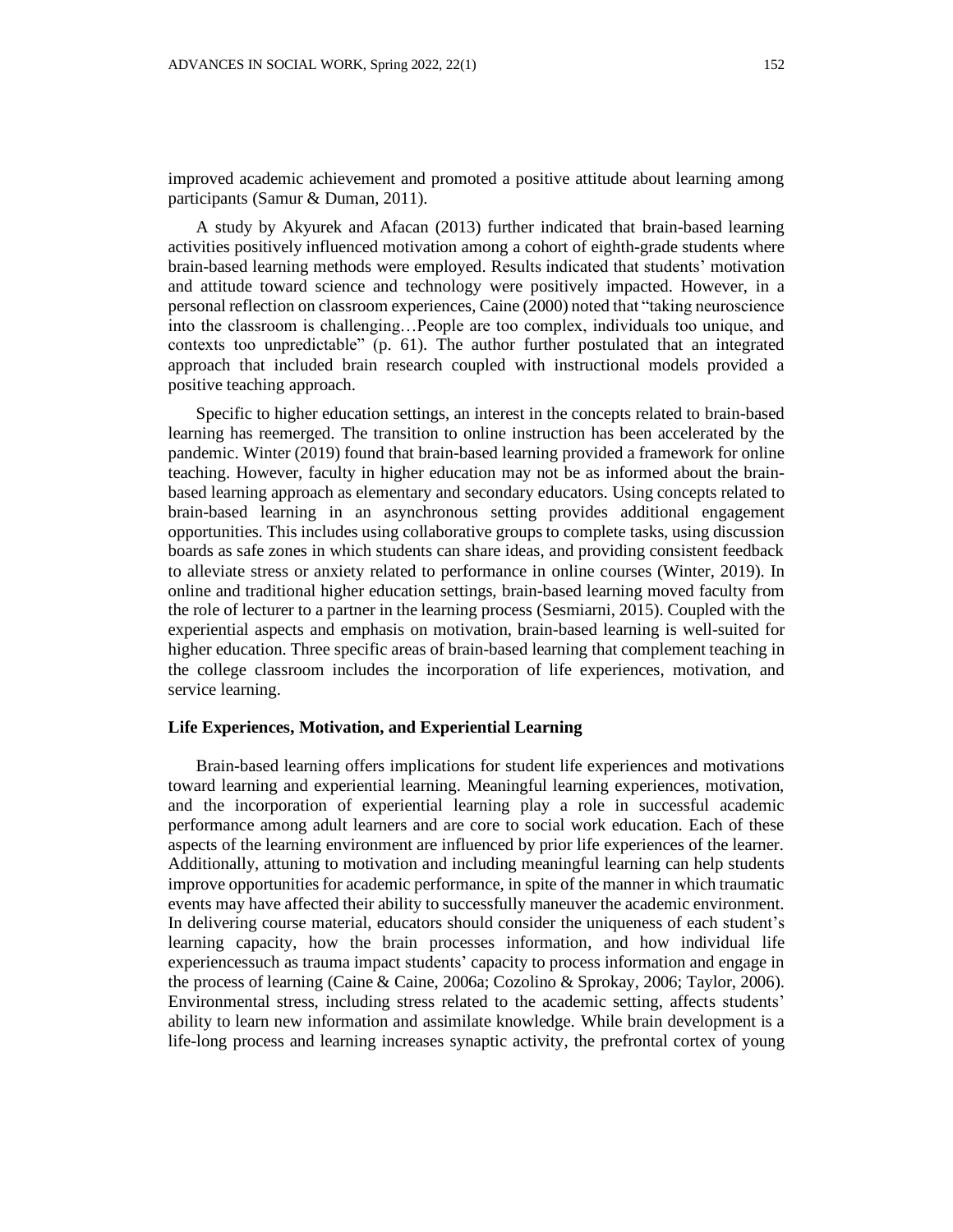improved academic achievement and promoted a positive attitude about learning among participants (Samur & Duman, 2011).

A study by Akyurek and Afacan (2013) further indicated that brain-based learning activities positively influenced motivation among a cohort of eighth-grade students where brain-based learning methods were employed. Results indicated that students' motivation and attitude toward science and technology were positively impacted. However, in a personal reflection on classroom experiences, Caine (2000) noted that "taking neuroscience into the classroom is challenging…People are too complex, individuals too unique, and contexts too unpredictable" (p. 61). The author further postulated that an integrated approach that included brain research coupled with instructional models provided a positive teaching approach.

Specific to higher education settings, an interest in the concepts related to brain-based learning has reemerged. The transition to online instruction has been accelerated by the pandemic. Winter (2019) found that brain-based learning provided a framework for online teaching. However, faculty in higher education may not be as informed about the brain-based learning approach as elementary and secondary educators. Using concepts related to brain-based learning in an asynchronous setting provides additional engagement opportunities. This includes using collaborative groups to complete tasks, using discussion boards as safe zones in which students can share ideas, and providing consistent feedback to alleviate stress or anxiety related to performance in online courses (Winter, 2019). In online and traditional higher education settings, brain-based learning moved faculty from the role of lecturer to a partner in the learning process (Sesmiarni, 2015). Coupled with the experiential aspects and emphasis on motivation, brain-based learning is well-suited for higher education. Three specific areas of brain-based learning that complement teaching in the college classroom includes the incorporation of life experiences, motivation, and service learning.

### Life Experiences, Motivation, and Experiential Learning

Brain-based learning offers implications for student life experiences and motivations toward learning and experiential learning. Meaningful learning experiences, motivation, and the incorporation of experiential learning play a role in successful academic performance among adult learners and are core to social work education. Each of these aspects of the learning environment are influenced by prior life experiences of the learner. Additionally, attuning to motivation and including meaningful learning can help students improve opportunities for academic performance, in spite of the manner in which traumatic events may have affected their ability to successfully maneuver the academic environment. In delivering course material, educators should consider the uniqueness of each student's learning capacity, how the brain processes information, and how individual life experiencessuch as trauma impact students' capacity to process information and engage in the process of learning (Caine & Caine, 2006a; Cozolino & Sprokay, 2006; Taylor, 2006). Environmental stress, including stress related to the academic setting, affects students' ability to learn new information and assimilate knowledge. While brain development is a life-long process and learning increases synaptic activity, the prefrontal cortex of young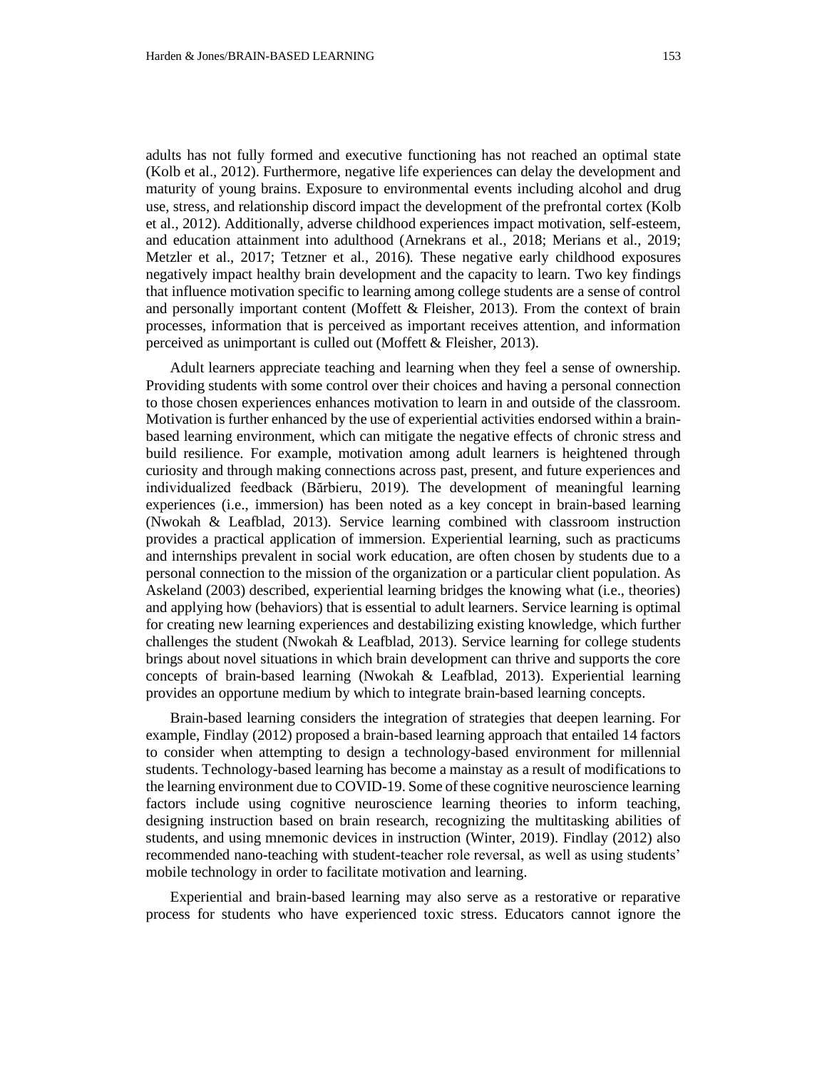adults has not fully formed and executive functioning has not reached an optimal state (Kolb et al., 2012). Furthermore, negative life experiences can delay the development and maturity of young brains. Exposure to environmental events including alcohol and drug use, stress, and relationship discord impact the development of the prefrontal cortex (Kolb et al., 2012). Additionally, adverse childhood experiences impact motivation, self-esteem, and education attainment into adulthood (Arnekrans et al., 2018; Merians et al., 2019; Metzler et al., 2017; Tetzner et al., 2016). These negative early childhood exposures negatively impact healthy brain development and the capacity to learn. Two key findings that influence motivation specific to learning among college students are a sense of control and personally important content (Moffett & Fleisher, 2013). From the context of brain processes, information that is perceived as important receives attention, and information perceived as unimportant is culled out (Moffett & Fleisher, 2013).

Adult learners appreciate teaching and learning when they feel a sense of ownership. Providing students with some control over their choices and having a personal connection to those chosen experiences enhances motivation to learn in and outside of the classroom. Motivation is further enhanced by the use of experiential activities endorsed within a brain-based learning environment, which can mitigate the negative effects of chronic stress and build resilience. For example, motivation among adult learners is heightened through curiosity and through making connections across past, present, and future experiences and individualized feedback (Bărbieru, 2019). The development of meaningful learning experiences (i.e., immersion) has been noted as a key concept in brain-based learning (Nwokah & Leafblad, 2013). Service learning combined with classroom instruction provides a practical application of immersion. Experiential learning, such as practicums and internships prevalent in social work education, are often chosen by students due to a personal connection to the mission of the organization or a particular client population. As Askeland (2003) described, experiential learning bridges the knowing what (i.e., theories) and applying how (behaviors) that is essential to adult learners. Service learning is optimal for creating new learning experiences and destabilizing existing knowledge, which further challenges the student (Nwokah & Leafblad, 2013). Service learning for college students brings about novel situations in which brain development can thrive and supports the core concepts of brain-based learning (Nwokah & Leafblad, 2013). Experiential learning provides an opportune medium by which to integrate brain-based learning concepts.

Brain-based learning considers the integration of strategies that deepen learning. For example, Findlay (2012) proposed a brain-based learning approach that entailed 14 factors to consider when attempting to design a technology-based environment for millennial students. Technology-based learning has become a mainstay as a result of modifications to the learning environment due to COVID-19. Some of these cognitive neuroscience learning factors include using cognitive neuroscience learning theories to inform teaching, designing instruction based on brain research, recognizing the multitasking abilities of students, and using mnemonic devices in instruction (Winter, 2019). Findlay (2012) also recommended nano-teaching with student-teacher role reversal, as well as using students' mobile technology in order to facilitate motivation and learning.

Experiential and brain-based learning may also serve as a restorative or reparative process for students who have experienced toxic stress. Educators cannot ignore the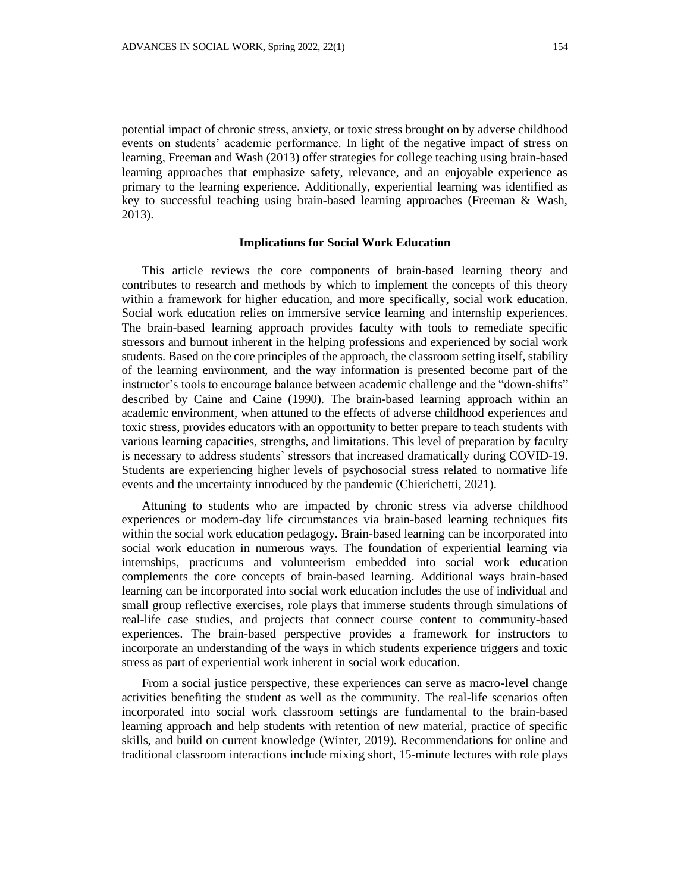potential impact of chronic stress, anxiety, or toxic stress brought on by adverse childhood events on students' academic performance. In light of the negative impact of stress on learning, Freeman and Wash (2013) offer strategies for college teaching using brain-based learning approaches that emphasize safety, relevance, and an enjoyable experience as primary to the learning experience. Additionally, experiential learning was identified as key to successful teaching using brain-based learning approaches (Freeman & Wash, 2013).

## Implications for Social Work Education

This article reviews the core components of brain-based learning theory and contributes to research and methods by which to implement the concepts of this theory within a framework for higher education, and more specifically, social work education. Social work education relies on immersive service learning and internship experiences. The brain-based learning approach provides faculty with tools to remediate specific stressors and burnout inherent in the helping professions and experienced by social work students. Based on the core principles of the approach, the classroom setting itself, stability of the learning environment, and the way information is presented become part of the instructor's tools to encourage balance between academic challenge and the "down-shifts" described by Caine and Caine (1990). The brain-based learning approach within an academic environment, when attuned to the effects of adverse childhood experiences and toxic stress, provides educators with an opportunity to better prepare to teach students with various learning capacities, strengths, and limitations. This level of preparation by faculty is necessary to address students' stressors that increased dramatically during COVID-19. Students are experiencing higher levels of psychosocial stress related to normative life events and the uncertainty introduced by the pandemic (Chierichetti, 2021).

Attuning to students who are impacted by chronic stress via adverse childhood experiences or modern-day life circumstances via brain-based learning techniques fits within the social work education pedagogy. Brain-based learning can be incorporated into social work education in numerous ways. The foundation of experiential learning via internships, practicums and volunteerism embedded into social work education complements the core concepts of brain-based learning. Additional ways brain-based learning can be incorporated into social work education includes the use of individual and small group reflective exercises, role plays that immerse students through simulations of real-life case studies, and projects that connect course content to community-based experiences. The brain-based perspective provides a framework for instructors to incorporate an understanding of the ways in which students experience triggers and toxic stress as part of experiential work inherent in social work education.

From a social justice perspective, these experiences can serve as macro-level change activities benefiting the student as well as the community. The real-life scenarios often incorporated into social work classroom settings are fundamental to the brain-based learning approach and help students with retention of new material, practice of specific skills, and build on current knowledge (Winter, 2019). Recommendations for online and traditional classroom interactions include mixing short, 15-minute lectures with role plays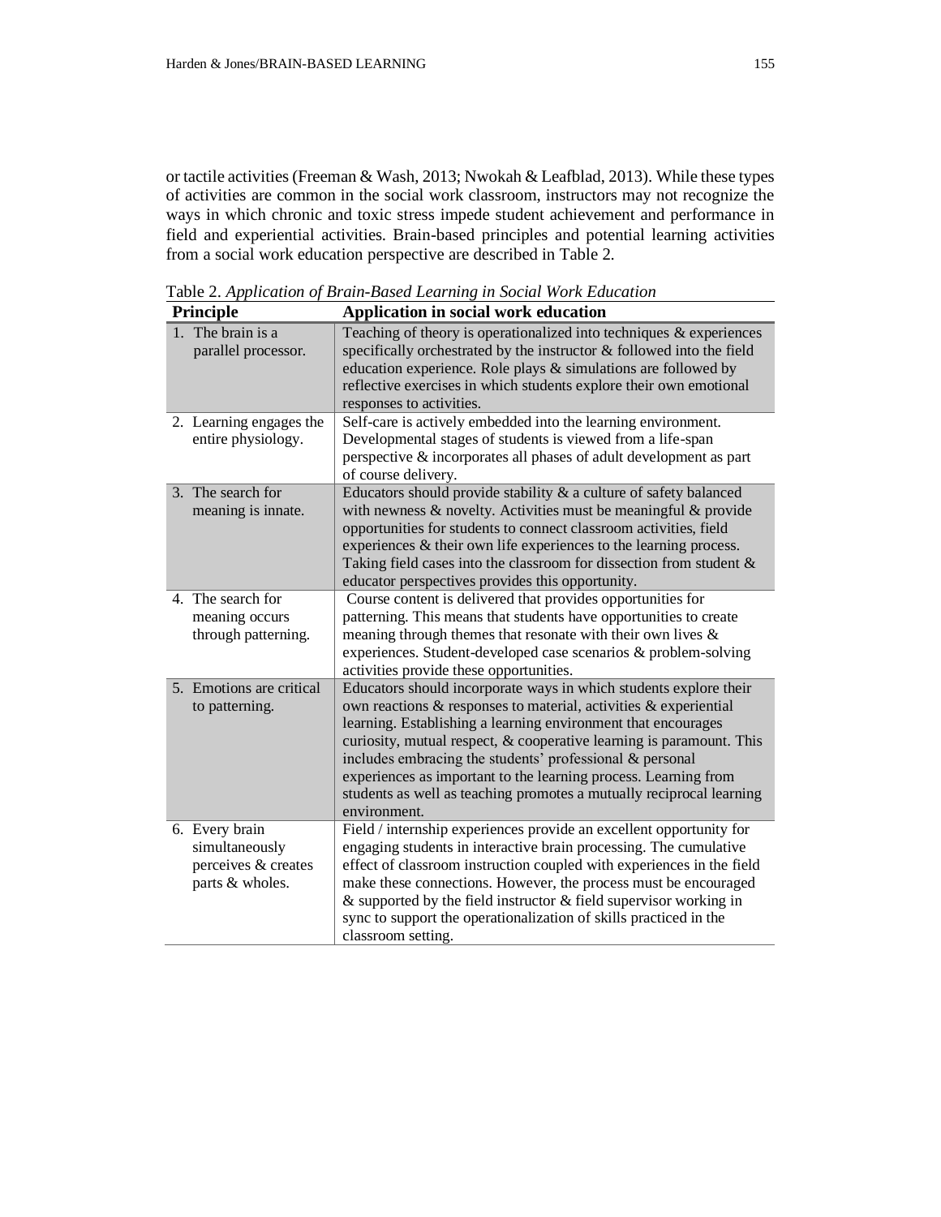or tactile activities (Freeman & Wash, 2013; Nwokah & Leafblad, 2013). While these types of activities are common in the social work classroom, instructors may not recognize the ways in which chronic and toxic stress impede student achievement and performance in field and experiential activities. Brain-based principles and potential learning activities from a social work education perspective are described in Table 2.

Table 2. *Application of Brain-Based Learning in Social Work Education*

| Principle | Application in social work education |
|---|---|
| 1. The brain is a parallel processor. | Teaching of theory is operationalized into techniques & experiences specifically orchestrated by the instructor & followed into the field education experience. Role plays & simulations are followed by reflective exercises in which students explore their own emotional responses to activities. |
| 2. Learning engages the entire physiology. | Self-care is actively embedded into the learning environment. Developmental stages of students is viewed from a life-span perspective & incorporates all phases of adult development as part of course delivery. |
| 3. The search for meaning is innate. | Educators should provide stability & a culture of safety balanced with newness & novelty. Activities must be meaningful & provide opportunities for students to connect classroom activities, field experiences & their own life experiences to the learning process. Taking field cases into the classroom for dissection from student & educator perspectives provides this opportunity. |
| 4. The search for meaning occurs through patterning. | Course content is delivered that provides opportunities for patterning. This means that students have opportunities to create meaning through themes that resonate with their own lives & experiences. Student-developed case scenarios & problem-solving activities provide these opportunities. |
| 5. Emotions are critical to patterning. | Educators should incorporate ways in which students explore their own reactions & responses to material, activities & experiential learning. Establishing a learning environment that encourages curiosity, mutual respect, & cooperative learning is paramount. This includes embracing the students' professional & personal experiences as important to the learning process. Learning from students as well as teaching promotes a mutually reciprocal learning environment. |
| 6. Every brain simultaneously perceives & creates parts & wholes. | Field / internship experiences provide an excellent opportunity for engaging students in interactive brain processing. The cumulative effect of classroom instruction coupled with experiences in the field make these connections. However, the process must be encouraged & supported by the field instructor & field supervisor working in sync to support the operationalization of skills practiced in the classroom setting. |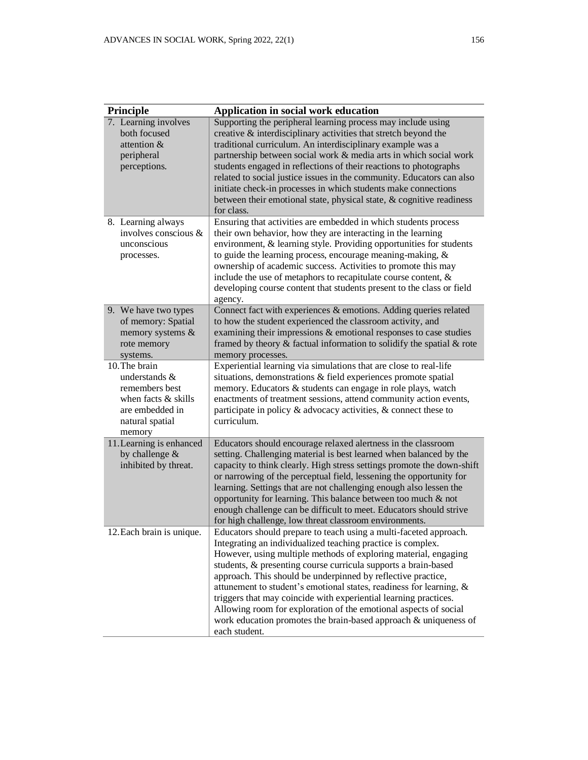| Principle | Application in social work education |
|---|---|
| 7. Learning involves both focused attention & peripheral perceptions. | Supporting the peripheral learning process may include using creative & interdisciplinary activities that stretch beyond the traditional curriculum. An interdisciplinary example was a partnership between social work & media arts in which social work students engaged in reflections of their reactions to photographs related to social justice issues in the community. Educators can also initiate check-in processes in which students make connections between their emotional state, physical state, & cognitive readiness for class. |
| 8. Learning always involves conscious & unconscious processes. | Ensuring that activities are embedded in which students process their own behavior, how they are interacting in the learning environment, & learning style. Providing opportunities for students to guide the learning process, encourage meaning-making, & ownership of academic success. Activities to promote this may include the use of metaphors to recapitulate course content, & developing course content that students present to the class or field agency. |
| 9. We have two types of memory: Spatial memory systems & rote memory systems. | Connect fact with experiences & emotions. Adding queries related to how the student experienced the classroom activity, and examining their impressions & emotional responses to case studies framed by theory & factual information to solidify the spatial & rote memory processes. |
| 10. The brain understands & remembers best when facts & skills are embedded in natural spatial memory | Experiential learning via simulations that are close to real-life situations, demonstrations & field experiences promote spatial memory. Educators & students can engage in role plays, watch enactments of treatment sessions, attend community action events, participate in policy & advocacy activities, & connect these to curriculum. |
| 11. Learning is enhanced by challenge & inhibited by threat. | Educators should encourage relaxed alertness in the classroom setting. Challenging material is best learned when balanced by the capacity to think clearly. High stress settings promote the down-shift or narrowing of the perceptual field, lessening the opportunity for learning. Settings that are not challenging enough also lessen the opportunity for learning. This balance between too much & not enough challenge can be difficult to meet. Educators should strive for high challenge, low threat classroom environments. |
| 12. Each brain is unique. | Educators should prepare to teach using a multi-faceted approach. Integrating an individualized teaching practice is complex. However, using multiple methods of exploring material, engaging students, & presenting course curricula supports a brain-based approach. This should be underpinned by reflective practice, attunement to student's emotional states, readiness for learning, & triggers that may coincide with experiential learning practices. Allowing room for exploration of the emotional aspects of social work education promotes the brain-based approach & uniqueness of each student. |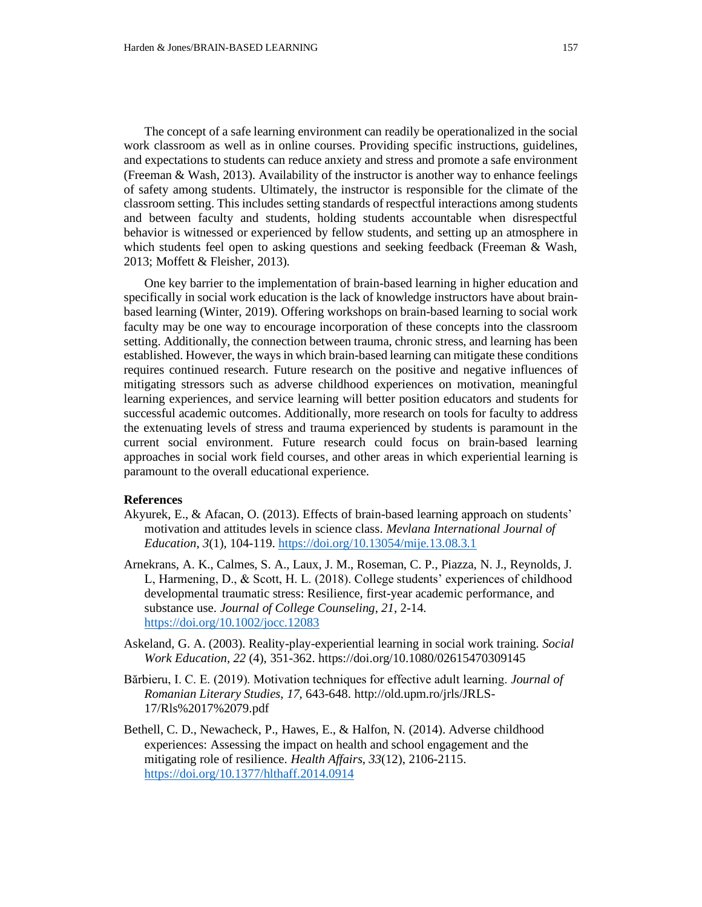The concept of a safe learning environment can readily be operationalized in the social work classroom as well as in online courses. Providing specific instructions, guidelines, and expectations to students can reduce anxiety and stress and promote a safe environment (Freeman & Wash, 2013). Availability of the instructor is another way to enhance feelings of safety among students. Ultimately, the instructor is responsible for the climate of the classroom setting. This includes setting standards of respectful interactions among students and between faculty and students, holding students accountable when disrespectful behavior is witnessed or experienced by fellow students, and setting up an atmosphere in which students feel open to asking questions and seeking feedback (Freeman & Wash, 2013; Moffett & Fleisher, 2013).

One key barrier to the implementation of brain-based learning in higher education and specifically in social work education is the lack of knowledge instructors have about brain-based learning (Winter, 2019). Offering workshops on brain-based learning to social work faculty may be one way to encourage incorporation of these concepts into the classroom setting. Additionally, the connection between trauma, chronic stress, and learning has been established. However, the ways in which brain-based learning can mitigate these conditions requires continued research. Future research on the positive and negative influences of mitigating stressors such as adverse childhood experiences on motivation, meaningful learning experiences, and service learning will better position educators and students for successful academic outcomes. Additionally, more research on tools for faculty to address the extenuating levels of stress and trauma experienced by students is paramount in the current social environment. Future research could focus on brain-based learning approaches in social work field courses, and other areas in which experiential learning is paramount to the overall educational experience.

## References

Akyurek, E., & Afacan, O. (2013). Effects of brain-based learning approach on students' motivation and attitudes levels in science class. *Mevlana International Journal of Education*, *3*(1), 104-119. https://doi.org/10.13054/mije.13.08.3.1

Arnekrans, A. K., Calmes, S. A., Laux, J. M., Roseman, C. P., Piazza, N. J., Reynolds, J. L, Harmening, D., & Scott, H. L. (2018). College students' experiences of childhood developmental traumatic stress: Resilience, first-year academic performance, and substance use. *Journal of College Counseling*, *21*, 2-14. https://doi.org/10.1002/jocc.12083

Askeland, G. A. (2003). Reality-play-experiential learning in social work training. *Social Work Education*, *22* (4), 351-362. https://doi.org/10.1080/02615470309145

Bărbieru, I. C. E. (2019). Motivation techniques for effective adult learning. *Journal of Romanian Literary Studies*, *17*, 643-648. http://old.upm.ro/jrls/JRLS-17/Rls%2017%2079.pdf

Bethell, C. D., Newacheck, P., Hawes, E., & Halfon, N. (2014). Adverse childhood experiences: Assessing the impact on health and school engagement and the mitigating role of resilience. *Health Affairs*, *33*(12), 2106-2115. https://doi.org/10.1377/hlthaff.2014.0914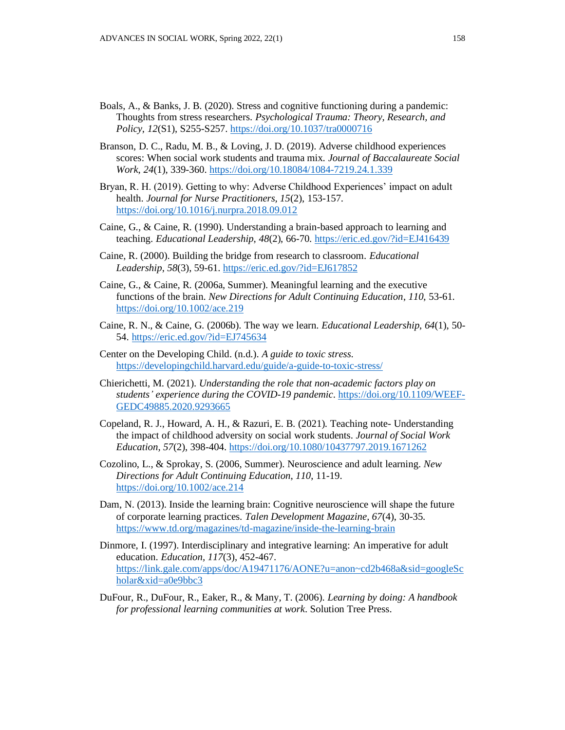Boals, A., & Banks, J. B. (2020). Stress and cognitive functioning during a pandemic: Thoughts from stress researchers. *Psychological Trauma: Theory, Research, and Policy*, *12*(S1), S255-S257. https://doi.org/10.1037/tra0000716

Branson, D. C., Radu, M. B., & Loving, J. D. (2019). Adverse childhood experiences scores: When social work students and trauma mix. *Journal of Baccalaureate Social Work*, *24*(1), 339-360. https://doi.org/10.18084/1084-7219.24.1.339

Bryan, R. H. (2019). Getting to why: Adverse Childhood Experiences' impact on adult health. *Journal for Nurse Practitioners*, *15*(2), 153-157. https://doi.org/10.1016/j.nurpra.2018.09.012

Caine, G., & Caine, R. (1990). Understanding a brain-based approach to learning and teaching. *Educational Leadership*, *48*(2), 66-70. https://eric.ed.gov/?id=EJ416439

Caine, R. (2000). Building the bridge from research to classroom. *Educational Leadership*, *58*(3), 59-61. https://eric.ed.gov/?id=EJ617852

Caine, G., & Caine, R. (2006a, Summer). Meaningful learning and the executive functions of the brain. *New Directions for Adult Continuing Education*, *110*, 53-61. https://doi.org/10.1002/ace.219

Caine, R. N., & Caine, G. (2006b). The way we learn. *Educational Leadership*, *64*(1), 50-54. https://eric.ed.gov/?id=EJ745634

Center on the Developing Child. (n.d.). *A guide to toxic stress*. https://developingchild.harvard.edu/guide/a-guide-to-toxic-stress/

Chierichetti, M. (2021). *Understanding the role that non-academic factors play on students' experience during the COVID-19 pandemic*. https://doi.org/10.1109/WEEF-GEDC49885.2020.9293665

Copeland, R. J., Howard, A. H., & Razuri, E. B. (2021). Teaching note- Understanding the impact of childhood adversity on social work students. *Journal of Social Work Education*, *57*(2), 398-404. https://doi.org/10.1080/10437797.2019.1671262

Cozolino, L., & Sprokay, S. (2006, Summer). Neuroscience and adult learning. *New Directions for Adult Continuing Education*, *110*, 11-19. https://doi.org/10.1002/ace.214

Dam, N. (2013). Inside the learning brain: Cognitive neuroscience will shape the future of corporate learning practices. *Talen Development Magazine*, *67*(4), 30-35. https://www.td.org/magazines/td-magazine/inside-the-learning-brain

Dinmore, I. (1997). Interdisciplinary and integrative learning: An imperative for adult education. *Education*, *117*(3), 452-467. https://link.gale.com/apps/doc/A19471176/AONE?u=anon~cd2b468a&sid=googleScholar&xid=a0e9bbc3

DuFour, R., DuFour, R., Eaker, R., & Many, T. (2006). *Learning by doing: A handbook for professional learning communities at work*. Solution Tree Press.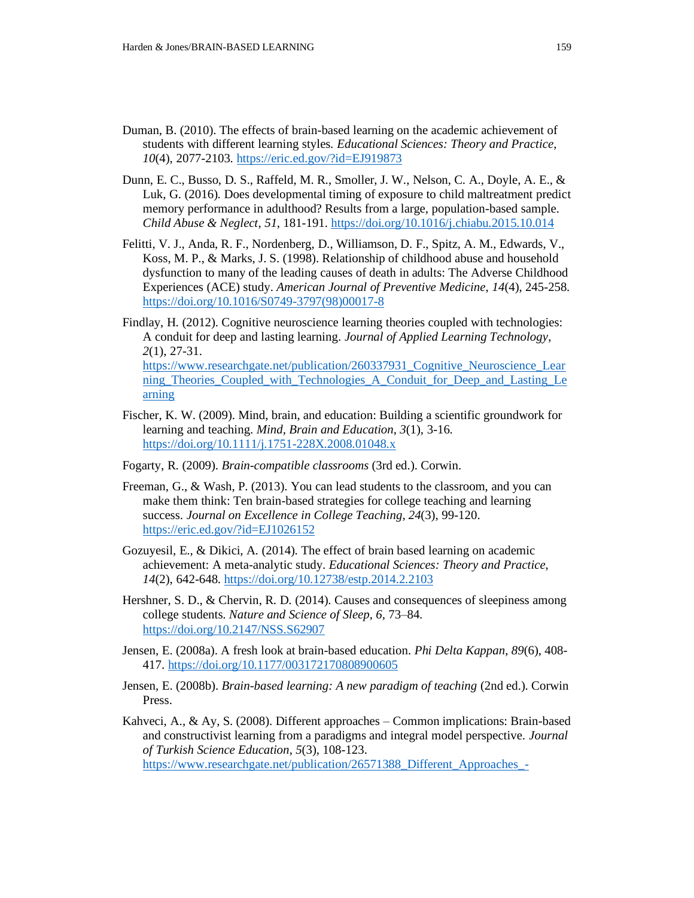Duman, B. (2010). The effects of brain-based learning on the academic achievement of students with different learning styles. *Educational Sciences: Theory and Practice*, *10*(4), 2077-2103. https://eric.ed.gov/?id=EJ919873

Dunn, E. C., Busso, D. S., Raffeld, M. R., Smoller, J. W., Nelson, C. A., Doyle, A. E., & Luk, G. (2016). Does developmental timing of exposure to child maltreatment predict memory performance in adulthood? Results from a large, population-based sample. *Child Abuse & Neglect*, *51*, 181-191. https://doi.org/10.1016/j.chiabu.2015.10.014

Felitti, V. J., Anda, R. F., Nordenberg, D., Williamson, D. F., Spitz, A. M., Edwards, V., Koss, M. P., & Marks, J. S. (1998). Relationship of childhood abuse and household dysfunction to many of the leading causes of death in adults: The Adverse Childhood Experiences (ACE) study. *American Journal of Preventive Medicine*, *14*(4), 245-258. https://doi.org/10.1016/S0749-3797(98)00017-8

Findlay, H. (2012). Cognitive neuroscience learning theories coupled with technologies: A conduit for deep and lasting learning. *Journal of Applied Learning Technology*, *2*(1), 27-31. https://www.researchgate.net/publication/260337931_Cognitive_Neuroscience_Learning_Theories_Coupled_with_Technologies_A_Conduit_for_Deep_and_Lasting_Learning

Fischer, K. W. (2009). Mind, brain, and education: Building a scientific groundwork for learning and teaching. *Mind, Brain and Education*, *3*(1), 3-16. https://doi.org/10.1111/j.1751-228X.2008.01048.x

Fogarty, R. (2009). *Brain-compatible classrooms* (3rd ed.). Corwin.

Freeman, G., & Wash, P. (2013). You can lead students to the classroom, and you can make them think: Ten brain-based strategies for college teaching and learning success. *Journal on Excellence in College Teaching*, *24*(3), 99-120. https://eric.ed.gov/?id=EJ1026152

Gozuyesil, E., & Dikici, A. (2014). The effect of brain based learning on academic achievement: A meta-analytic study. *Educational Sciences: Theory and Practice*, *14*(2), 642-648. https://doi.org/10.12738/estp.2014.2.2103

Hershner, S. D., & Chervin, R. D. (2014). Causes and consequences of sleepiness among college students. *Nature and Science of Sleep*, *6*, 73–84. https://doi.org/10.2147/NSS.S62907

Jensen, E. (2008a). A fresh look at brain-based education. *Phi Delta Kappan*, *89*(6), 408-417. https://doi.org/10.1177/003172170808900605

Jensen, E. (2008b). *Brain-based learning: A new paradigm of teaching* (2nd ed.). Corwin Press.

Kahveci, A., & Ay, S. (2008). Different approaches – Common implications: Brain-based and constructivist learning from a paradigms and integral model perspective. *Journal of Turkish Science Education*, *5*(3), 108-123. https://www.researchgate.net/publication/26571388_Different_Approaches_-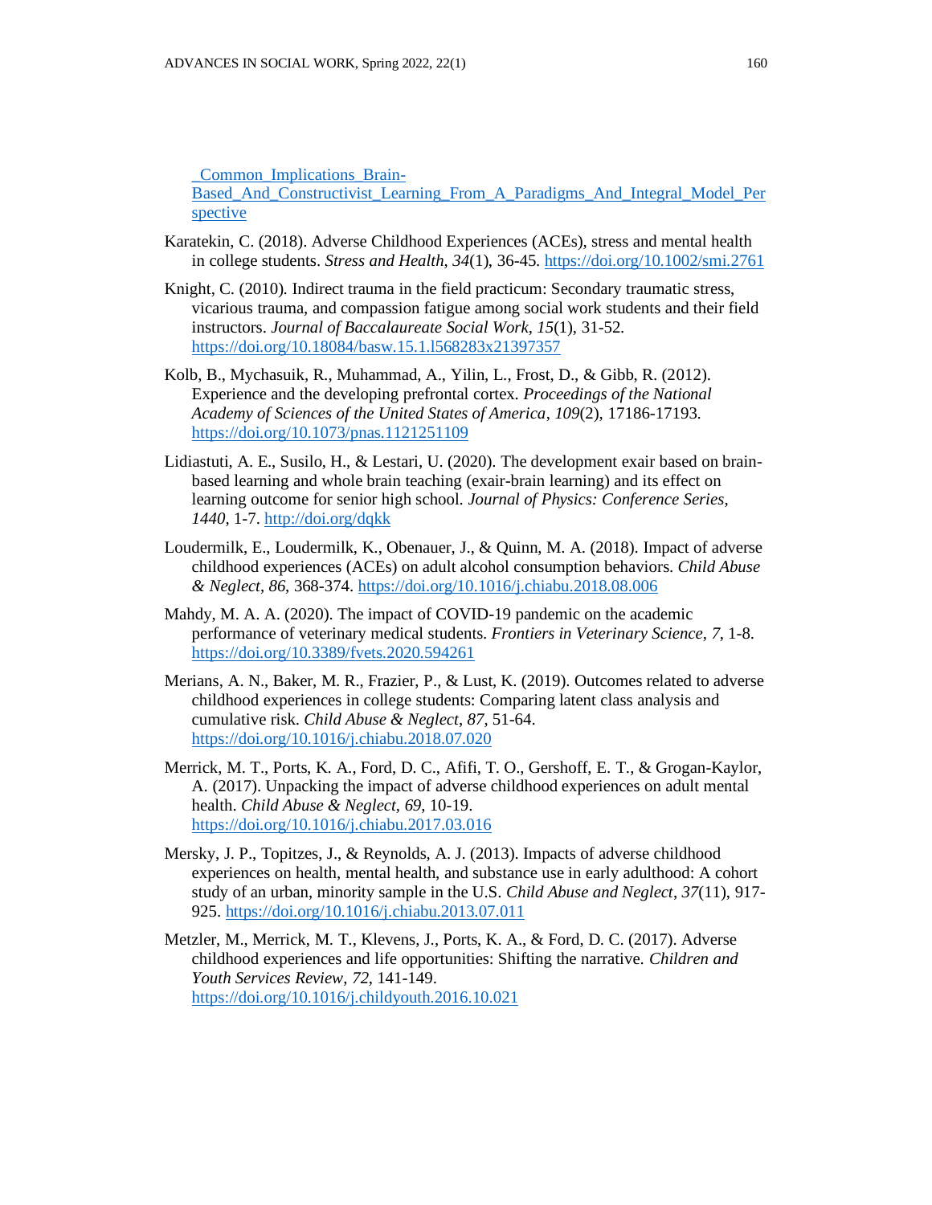_Common_Implications_Brain-Based_And_Constructivist_Learning_From_A_Paradigms_And_Integral_Model_Perspective

Karatekin, C. (2018). Adverse Childhood Experiences (ACEs), stress and mental health in college students. *Stress and Health*, *34*(1), 36-45. https://doi.org/10.1002/smi.2761

Knight, C. (2010). Indirect trauma in the field practicum: Secondary traumatic stress, vicarious trauma, and compassion fatigue among social work students and their field instructors. *Journal of Baccalaureate Social Work*, *15*(1), 31-52. https://doi.org/10.18084/basw.15.1.l568283x21397357

Kolb, B., Mychasuik, R., Muhammad, A., Yilin, L., Frost, D., & Gibb, R. (2012). Experience and the developing prefrontal cortex. *Proceedings of the National Academy of Sciences of the United States of America*, *109*(2), 17186-17193. https://doi.org/10.1073/pnas.1121251109

Lidiastuti, A. E., Susilo, H., & Lestari, U. (2020). The development exair based on brain-based learning and whole brain teaching (exair-brain learning) and its effect on learning outcome for senior high school. *Journal of Physics: Conference Series*, *1440*, 1-7. http://doi.org/dqkk

Loudermilk, E., Loudermilk, K., Obenauer, J., & Quinn, M. A. (2018). Impact of adverse childhood experiences (ACEs) on adult alcohol consumption behaviors. *Child Abuse & Neglect*, *86*, 368-374. https://doi.org/10.1016/j.chiabu.2018.08.006

Mahdy, M. A. A. (2020). The impact of COVID-19 pandemic on the academic performance of veterinary medical students. *Frontiers in Veterinary Science*, *7*, 1-8. https://doi.org/10.3389/fvets.2020.594261

Merians, A. N., Baker, M. R., Frazier, P., & Lust, K. (2019). Outcomes related to adverse childhood experiences in college students: Comparing latent class analysis and cumulative risk. *Child Abuse & Neglect*, *87*, 51-64. https://doi.org/10.1016/j.chiabu.2018.07.020

Merrick, M. T., Ports, K. A., Ford, D. C., Afifi, T. O., Gershoff, E. T., & Grogan-Kaylor, A. (2017). Unpacking the impact of adverse childhood experiences on adult mental health. *Child Abuse & Neglect*, *69*, 10-19. https://doi.org/10.1016/j.chiabu.2017.03.016

Mersky, J. P., Topitzes, J., & Reynolds, A. J. (2013). Impacts of adverse childhood experiences on health, mental health, and substance use in early adulthood: A cohort study of an urban, minority sample in the U.S. *Child Abuse and Neglect*, *37*(11), 917-925. https://doi.org/10.1016/j.chiabu.2013.07.011

Metzler, M., Merrick, M. T., Klevens, J., Ports, K. A., & Ford, D. C. (2017). Adverse childhood experiences and life opportunities: Shifting the narrative. *Children and Youth Services Review*, *72*, 141-149. https://doi.org/10.1016/j.childyouth.2016.10.021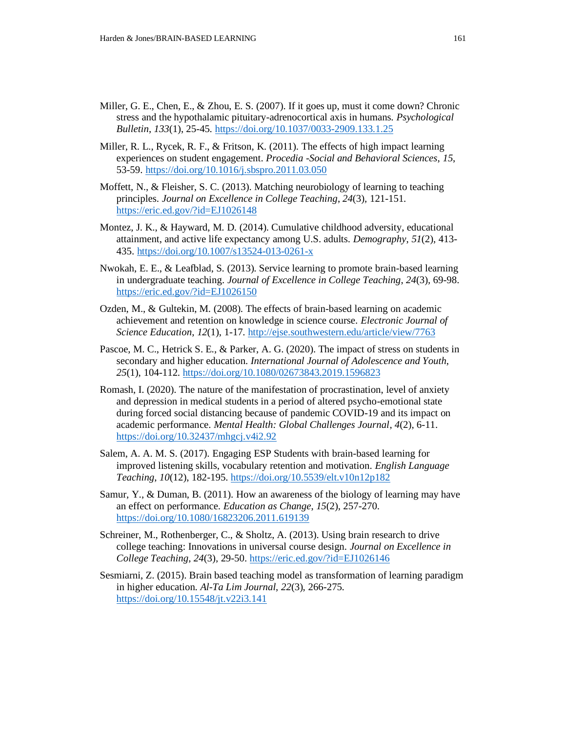Miller, G. E., Chen, E., & Zhou, E. S. (2007). If it goes up, must it come down? Chronic stress and the hypothalamic pituitary-adrenocortical axis in humans. *Psychological Bulletin*, *133*(1), 25-45. https://doi.org/10.1037/0033-2909.133.1.25

Miller, R. L., Rycek, R. F., & Fritson, K. (2011). The effects of high impact learning experiences on student engagement. *Procedia -Social and Behavioral Sciences*, *15*, 53-59. https://doi.org/10.1016/j.sbspro.2011.03.050

Moffett, N., & Fleisher, S. C. (2013). Matching neurobiology of learning to teaching principles. *Journal on Excellence in College Teaching*, *24*(3), 121-151. https://eric.ed.gov/?id=EJ1026148

Montez, J. K., & Hayward, M. D. (2014). Cumulative childhood adversity, educational attainment, and active life expectancy among U.S. adults. *Demography*, *51*(2), 413-435. https://doi.org/10.1007/s13524-013-0261-x

Nwokah, E. E., & Leafblad, S. (2013). Service learning to promote brain-based learning in undergraduate teaching. *Journal of Excellence in College Teaching*, *24*(3), 69-98. https://eric.ed.gov/?id=EJ1026150

Ozden, M., & Gultekin, M. (2008). The effects of brain-based learning on academic achievement and retention on knowledge in science course. *Electronic Journal of Science Education*, *12*(1), 1-17. http://ejse.southwestern.edu/article/view/7763

Pascoe, M. C., Hetrick S. E., & Parker, A. G. (2020). The impact of stress on students in secondary and higher education. *International Journal of Adolescence and Youth*, *25*(1), 104-112. https://doi.org/10.1080/02673843.2019.1596823

Romash, I. (2020). The nature of the manifestation of procrastination, level of anxiety and depression in medical students in a period of altered psycho-emotional state during forced social distancing because of pandemic COVID-19 and its impact on academic performance. *Mental Health: Global Challenges Journal*, *4*(2), 6-11. https://doi.org/10.32437/mhgcj.v4i2.92

Salem, A. A. M. S. (2017). Engaging ESP Students with brain-based learning for improved listening skills, vocabulary retention and motivation. *English Language Teaching*, *10*(12), 182-195. https://doi.org/10.5539/elt.v10n12p182

Samur, Y., & Duman, B. (2011). How an awareness of the biology of learning may have an effect on performance. *Education as Change*, *15*(2), 257-270. https://doi.org/10.1080/16823206.2011.619139

Schreiner, M., Rothenberger, C., & Sholtz, A. (2013). Using brain research to drive college teaching: Innovations in universal course design. *Journal on Excellence in College Teaching*, *24*(3), 29-50. https://eric.ed.gov/?id=EJ1026146

Sesmiarni, Z. (2015). Brain based teaching model as transformation of learning paradigm in higher education. *Al-Ta Lim Journal*, *22*(3), 266-275. https://doi.org/10.15548/jt.v22i3.141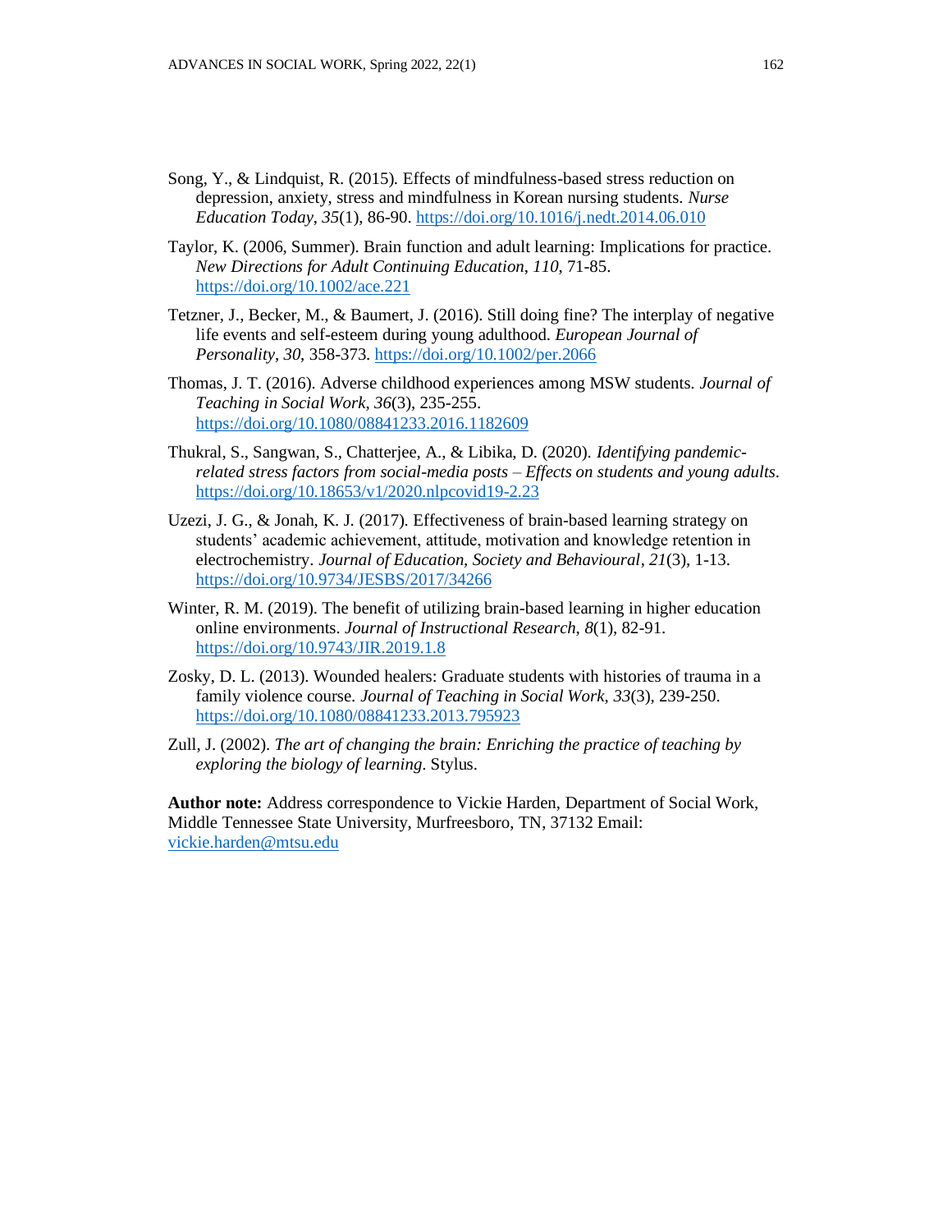Song, Y., & Lindquist, R. (2015). Effects of mindfulness-based stress reduction on depression, anxiety, stress and mindfulness in Korean nursing students. *Nurse Education Today*, *35*(1), 86-90. https://doi.org/10.1016/j.nedt.2014.06.010

Taylor, K. (2006, Summer). Brain function and adult learning: Implications for practice. *New Directions for Adult Continuing Education*, *110*, 71-85. https://doi.org/10.1002/ace.221

Tetzner, J., Becker, M., & Baumert, J. (2016). Still doing fine? The interplay of negative life events and self-esteem during young adulthood. *European Journal of Personality*, *30*, 358-373. https://doi.org/10.1002/per.2066

Thomas, J. T. (2016). Adverse childhood experiences among MSW students. *Journal of Teaching in Social Work*, *36*(3), 235-255. https://doi.org/10.1080/08841233.2016.1182609

Thukral, S., Sangwan, S., Chatterjee, A., & Libika, D. (2020). *Identifying pandemic-related stress factors from social-media posts – Effects on students and young adults*. https://doi.org/10.18653/v1/2020.nlpcovid19-2.23

Uzezi, J. G., & Jonah, K. J. (2017). Effectiveness of brain-based learning strategy on students' academic achievement, attitude, motivation and knowledge retention in electrochemistry. *Journal of Education, Society and Behavioural*, *21*(3), 1-13. https://doi.org/10.9734/JESBS/2017/34266

Winter, R. M. (2019). The benefit of utilizing brain-based learning in higher education online environments. *Journal of Instructional Research*, *8*(1), 82-91. https://doi.org/10.9743/JIR.2019.1.8

Zosky, D. L. (2013). Wounded healers: Graduate students with histories of trauma in a family violence course. *Journal of Teaching in Social Work*, *33*(3), 239-250. https://doi.org/10.1080/08841233.2013.795923

Zull, J. (2002). *The art of changing the brain: Enriching the practice of teaching by exploring the biology of learning*. Stylus.

**Author note:** Address correspondence to Vickie Harden, Department of Social Work, Middle Tennessee State University, Murfreesboro, TN, 37132 Email: vickie.harden@mtsu.edu